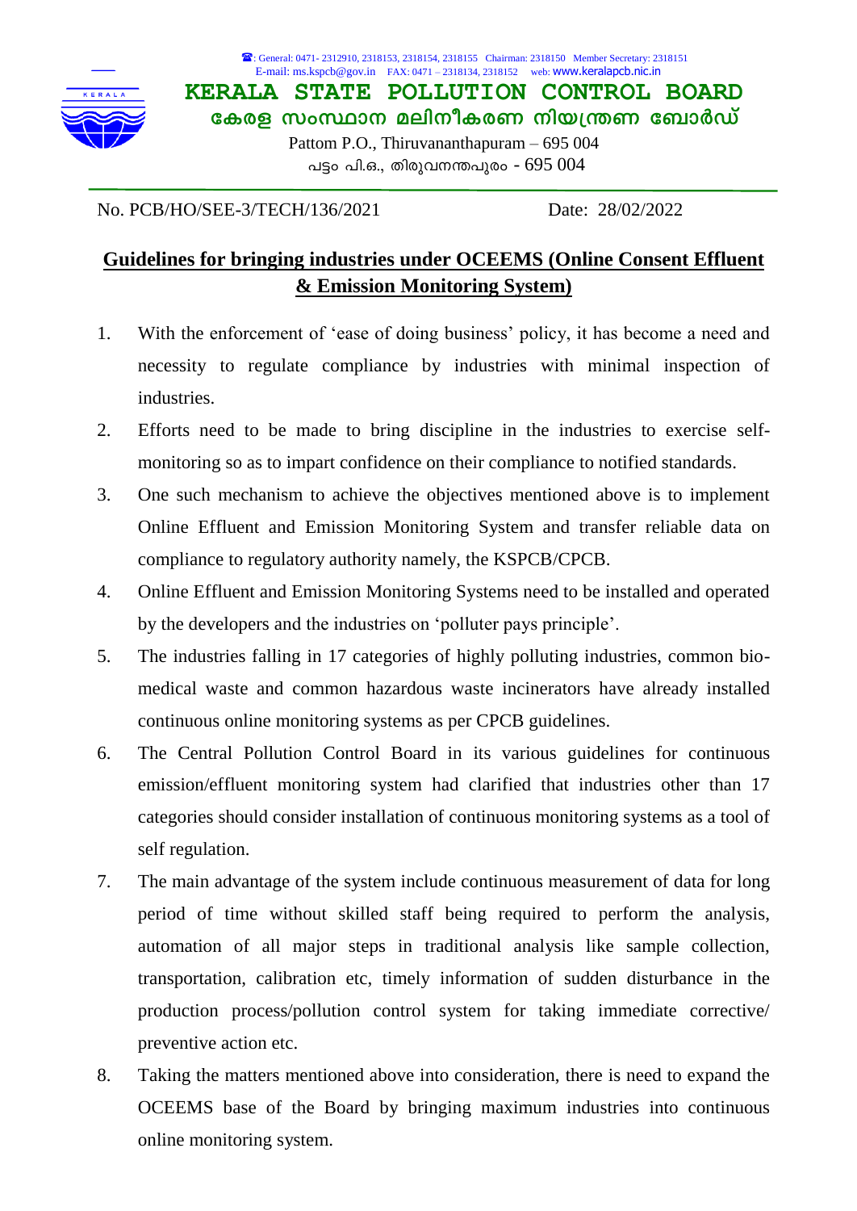☎: General: 0471- 2312910, 2318153, 2318154, 2318155 Chairman: 2318150 Member Secretary: 2318151
E-mail: ms.kspcb@gov.in FAX: 0471 – 2318134, 2318152 web: www.keralapcb.nic.in

# KERALA STATE POLLUTION CONTROL BOARD

## കേരള സംസ്ഥാന മലിനീകരണ നിയന്ത്രണ ബോർഡ്

Pattom P.O., Thiruvananthapuram – 695 004
പട്ടം പി.ഒ., തിരുവനന്തപുരം - 695 004

No. PCB/HO/SEE-3/TECH/136/2021 Date: 28/02/2022

## Guidelines for bringing industries under OCEEMS (Online Consent Effluent & Emission Monitoring System)

1. With the enforcement of 'ease of doing business' policy, it has become a need and necessity to regulate compliance by industries with minimal inspection of industries.
2. Efforts need to be made to bring discipline in the industries to exercise self-monitoring so as to impart confidence on their compliance to notified standards.
3. One such mechanism to achieve the objectives mentioned above is to implement Online Effluent and Emission Monitoring System and transfer reliable data on compliance to regulatory authority namely, the KSPCB/CPCB.
4. Online Effluent and Emission Monitoring Systems need to be installed and operated by the developers and the industries on 'polluter pays principle'.
5. The industries falling in 17 categories of highly polluting industries, common bio-medical waste and common hazardous waste incinerators have already installed continuous online monitoring systems as per CPCB guidelines.
6. The Central Pollution Control Board in its various guidelines for continuous emission/effluent monitoring system had clarified that industries other than 17 categories should consider installation of continuous monitoring systems as a tool of self regulation.
7. The main advantage of the system include continuous measurement of data for long period of time without skilled staff being required to perform the analysis, automation of all major steps in traditional analysis like sample collection, transportation, calibration etc, timely information of sudden disturbance in the production process/pollution control system for taking immediate corrective/ preventive action etc.
8. Taking the matters mentioned above into consideration, there is need to expand the OCEEMS base of the Board by bringing maximum industries into continuous online monitoring system.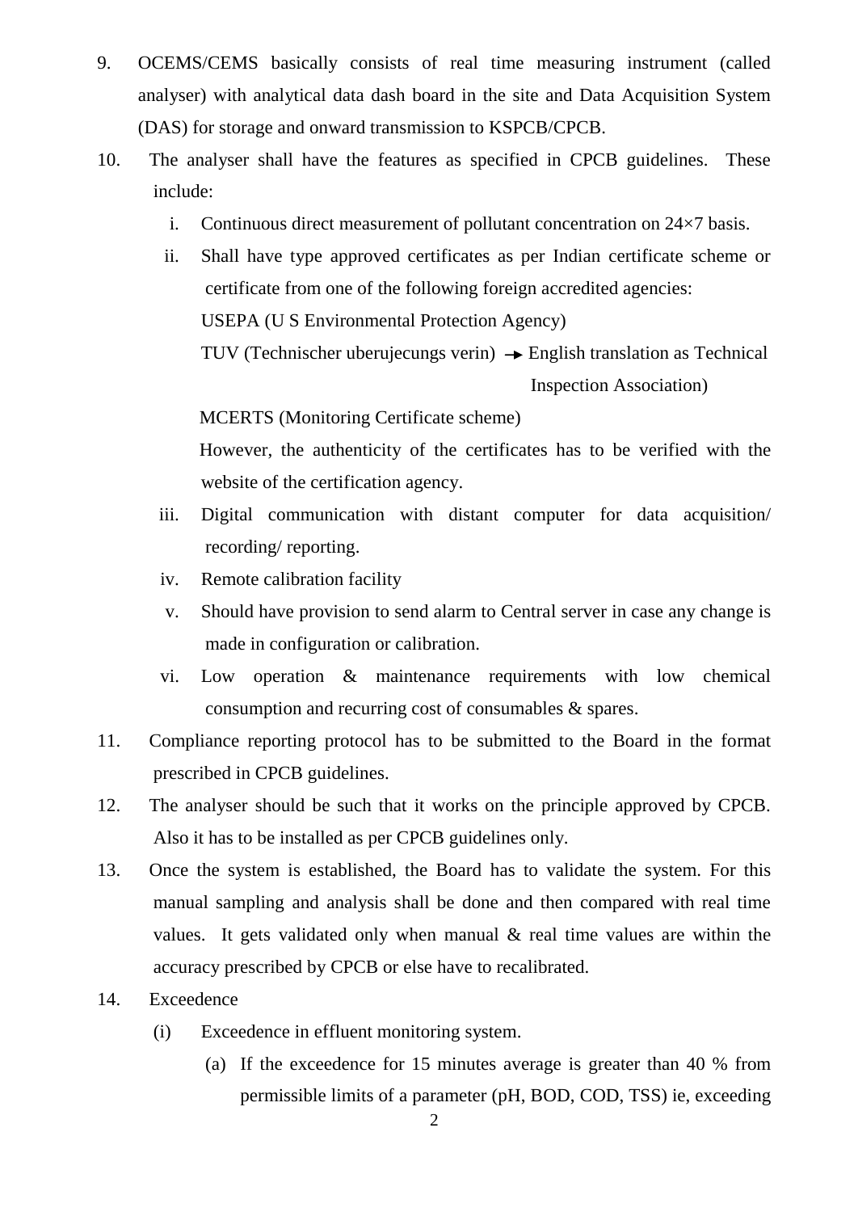9. OCEMS/CEMS basically consists of real time measuring instrument (called analyser) with analytical data dash board in the site and Data Acquisition System (DAS) for storage and onward transmission to KSPCB/CPCB.

10. The analyser shall have the features as specified in CPCB guidelines. These include:

    i. Continuous direct measurement of pollutant concentration on 24×7 basis.

    ii. Shall have type approved certificates as per Indian certificate scheme or certificate from one of the following foreign accredited agencies:

       USEPA (U S Environmental Protection Agency)

       TUV (Technischer uberujecungs verin) → English translation as Technical Inspection Association)

       MCERTS (Monitoring Certificate scheme)

       However, the authenticity of the certificates has to be verified with the website of the certification agency.

    iii. Digital communication with distant computer for data acquisition/ recording/ reporting.

    iv. Remote calibration facility

    v. Should have provision to send alarm to Central server in case any change is made in configuration or calibration.

    vi. Low operation & maintenance requirements with low chemical consumption and recurring cost of consumables & spares.

11. Compliance reporting protocol has to be submitted to the Board in the format prescribed in CPCB guidelines.

12. The analyser should be such that it works on the principle approved by CPCB. Also it has to be installed as per CPCB guidelines only.

13. Once the system is established, the Board has to validate the system. For this manual sampling and analysis shall be done and then compared with real time values. It gets validated only when manual & real time values are within the accuracy prescribed by CPCB or else have to recalibrated.

14. Exceedence

    (i) Exceedence in effluent monitoring system.

       (a) If the exceedence for 15 minutes average is greater than 40 % from permissible limits of a parameter (pH, BOD, COD, TSS) ie, exceeding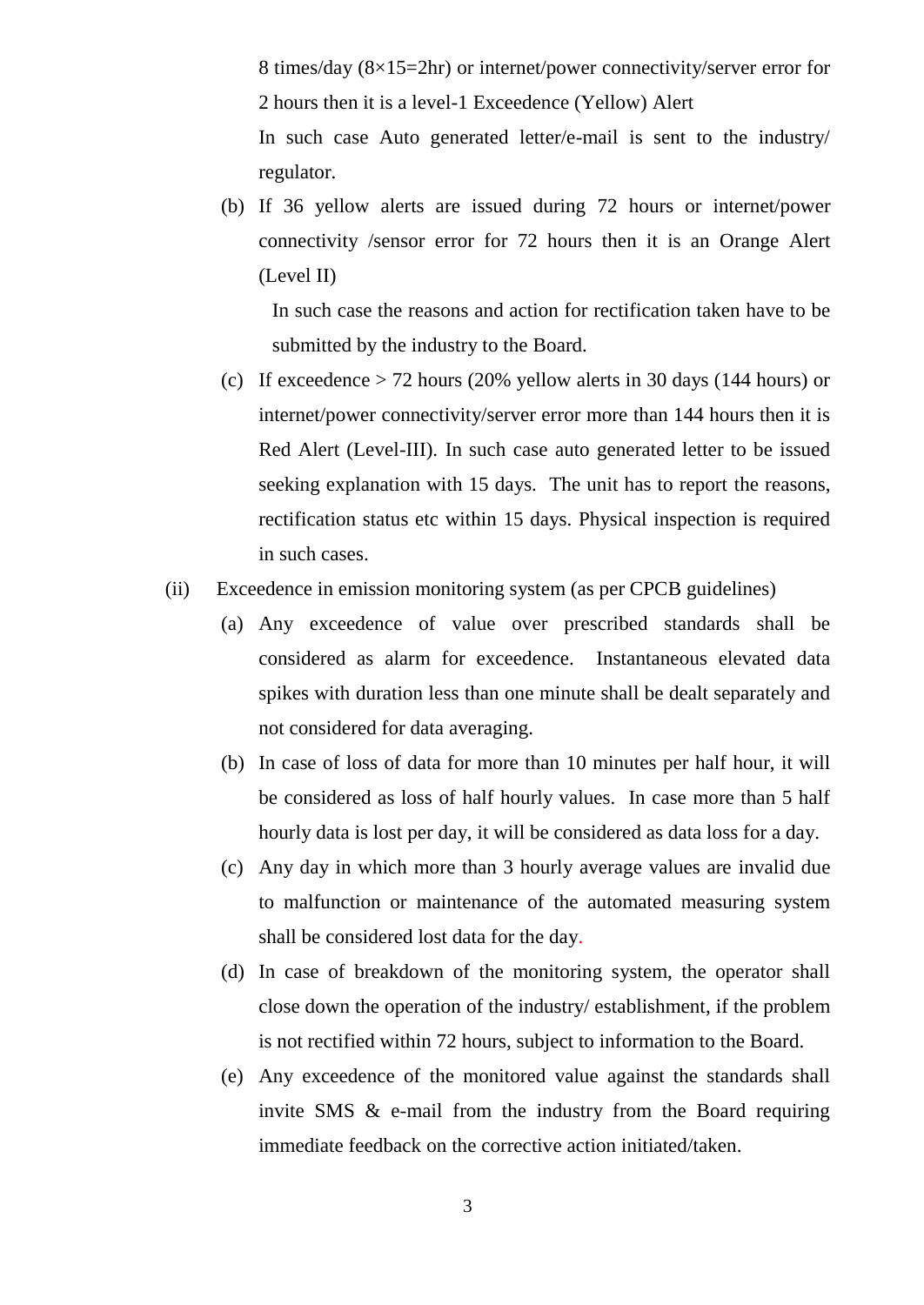8 times/day ($8 \times 15 = 2$hr) or internet/power connectivity/server error for 2 hours then it is a level-1 Exceedence (Yellow) Alert

In such case Auto generated letter/e-mail is sent to the industry/ regulator.

(b) If 36 yellow alerts are issued during 72 hours or internet/power connectivity /sensor error for 72 hours then it is an Orange Alert (Level II)

In such case the reasons and action for rectification taken have to be submitted by the industry to the Board.

(c) If exceedence > 72 hours (20% yellow alerts in 30 days (144 hours) or internet/power connectivity/server error more than 144 hours then it is Red Alert (Level-III). In such case auto generated letter to be issued seeking explanation with 15 days. The unit has to report the reasons, rectification status etc within 15 days. Physical inspection is required in such cases.

(ii) Exceedence in emission monitoring system (as per CPCB guidelines)

(a) Any exceedence of value over prescribed standards shall be considered as alarm for exceedence. Instantaneous elevated data spikes with duration less than one minute shall be dealt separately and not considered for data averaging.

(b) In case of loss of data for more than 10 minutes per half hour, it will be considered as loss of half hourly values. In case more than 5 half hourly data is lost per day, it will be considered as data loss for a day.

(c) Any day in which more than 3 hourly average values are invalid due to malfunction or maintenance of the automated measuring system shall be considered lost data for the day.

(d) In case of breakdown of the monitoring system, the operator shall close down the operation of the industry/ establishment, if the problem is not rectified within 72 hours, subject to information to the Board.

(e) Any exceedence of the monitored value against the standards shall invite SMS & e-mail from the industry from the Board requiring immediate feedback on the corrective action initiated/taken.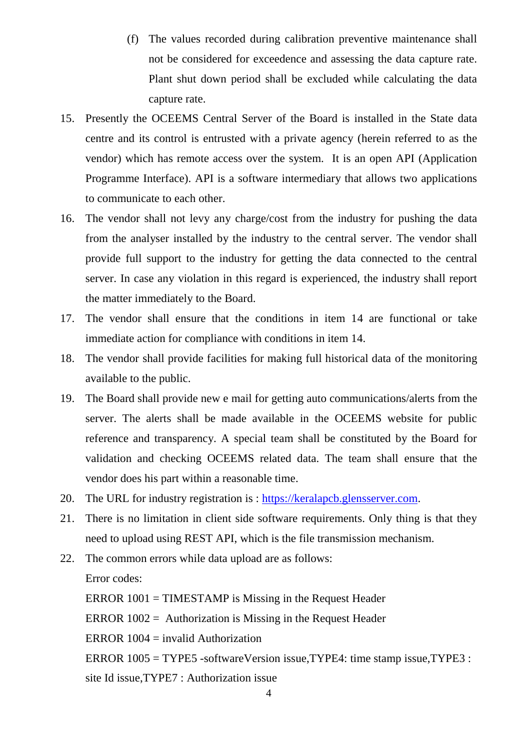(f) The values recorded during calibration preventive maintenance shall not be considered for exceedence and assessing the data capture rate. Plant shut down period shall be excluded while calculating the data capture rate.

15. Presently the OCEEMS Central Server of the Board is installed in the State data centre and its control is entrusted with a private agency (herein referred to as the vendor) which has remote access over the system. It is an open API (Application Programme Interface). API is a software intermediary that allows two applications to communicate to each other.

16. The vendor shall not levy any charge/cost from the industry for pushing the data from the analyser installed by the industry to the central server. The vendor shall provide full support to the industry for getting the data connected to the central server. In case any violation in this regard is experienced, the industry shall report the matter immediately to the Board.

17. The vendor shall ensure that the conditions in item 14 are functional or take immediate action for compliance with conditions in item 14.

18. The vendor shall provide facilities for making full historical data of the monitoring available to the public.

19. The Board shall provide new e mail for getting auto communications/alerts from the server. The alerts shall be made available in the OCEEMS website for public reference and transparency. A special team shall be constituted by the Board for validation and checking OCEEMS related data. The team shall ensure that the vendor does his part within a reasonable time.

20. The URL for industry registration is : [https://keralapcb.glensserver.com](https://keralapcb.glensserver.com).

21. There is no limitation in client side software requirements. Only thing is that they need to upload using REST API, which is the file transmission mechanism.

22. The common errors while data upload are as follows:

    Error codes:

    ERROR 1001 = TIMESTAMP is Missing in the Request Header

    ERROR 1002 = Authorization is Missing in the Request Header

    ERROR 1004 = invalid Authorization

    ERROR 1005 = TYPE5 -softwareVersion issue,TYPE4: time stamp issue,TYPE3 : site Id issue,TYPE7 : Authorization issue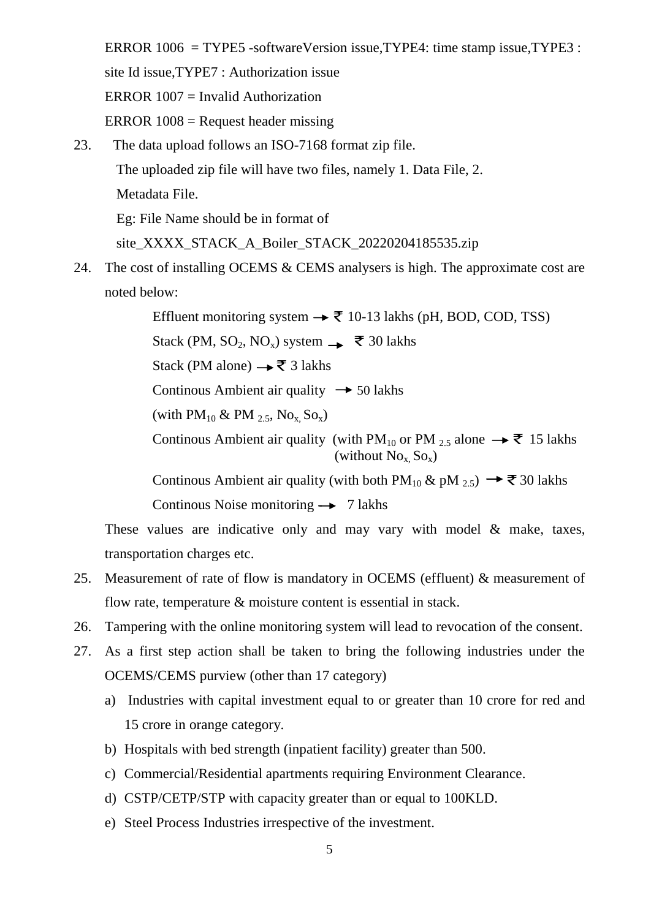ERROR 1006 = TYPE5 -softwareVersion issue,TYPE4: time stamp issue,TYPE3 : site Id issue,TYPE7 : Authorization issue

ERROR 1007 = Invalid Authorization

ERROR 1008 = Request header missing

23. The data upload follows an ISO-7168 format zip file.

    The uploaded zip file will have two files, namely 1. Data File, 2. Metadata File.

    Eg: File Name should be in format of

    site_XXXX_STACK_A_Boiler_STACK_20220204185535.zip

24. The cost of installing OCEMS & CEMS analysers is high. The approximate cost are noted below:

    Effluent monitoring system → ₹ 10-13 lakhs (pH, BOD, COD, TSS)

    Stack (PM, $SO_2$, $NO_x$) system → ₹ 30 lakhs

    Stack (PM alone) → ₹ 3 lakhs

    Continous Ambient air quality → 50 lakhs

    (with $PM_{10}$ & $PM_{2.5}$, $No_x$, $So_x$)

    Continous Ambient air quality (with $PM_{10}$ or $PM_{2.5}$ alone → ₹ 15 lakhs (without $No_x$, $So_x$)

    Continous Ambient air quality (with both $PM_{10}$ & $pM_{2.5}$) → ₹ 30 lakhs

    Continous Noise monitoring → 7 lakhs

    These values are indicative only and may vary with model & make, taxes, transportation charges etc.

25. Measurement of rate of flow is mandatory in OCEMS (effluent) & measurement of flow rate, temperature & moisture content is essential in stack.

26. Tampering with the online monitoring system will lead to revocation of the consent.

27. As a first step action shall be taken to bring the following industries under the OCEMS/CEMS purview (other than 17 category)

    a) Industries with capital investment equal to or greater than 10 crore for red and 15 crore in orange category.
    b) Hospitals with bed strength (inpatient facility) greater than 500.
    c) Commercial/Residential apartments requiring Environment Clearance.
    d) CSTP/CETP/STP with capacity greater than or equal to 100KLD.
    e) Steel Process Industries irrespective of the investment.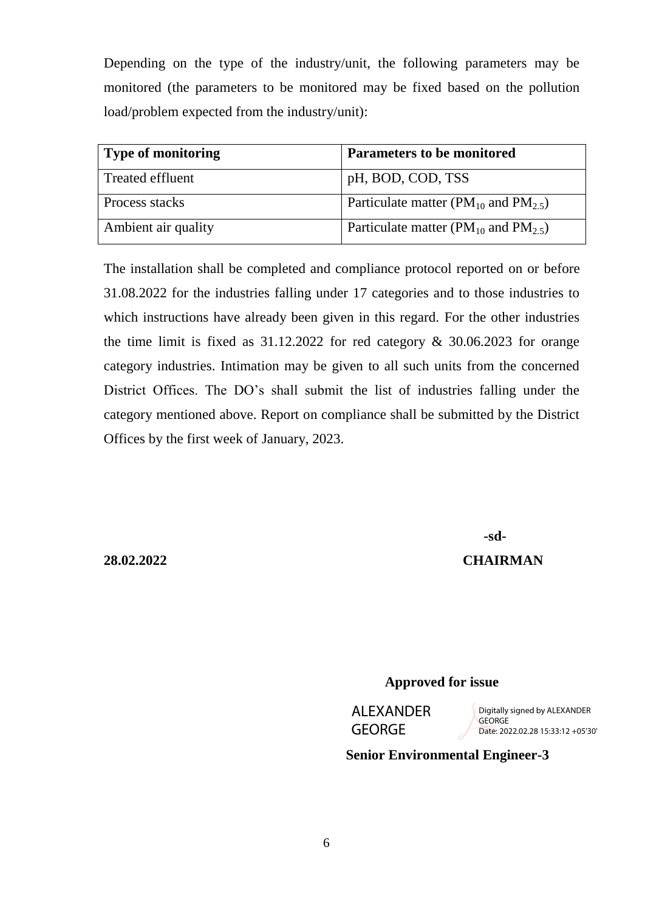Depending on the type of the industry/unit, the following parameters may be monitored (the parameters to be monitored may be fixed based on the pollution load/problem expected from the industry/unit):

| **Type of monitoring** | **Parameters to be monitored** |
|---|---|
| Treated effluent | pH, BOD, COD, TSS |
| Process stacks | Particulate matter ($PM_{10}$ and $PM_{2.5}$) |
| Ambient air quality | Particulate matter ($PM_{10}$ and $PM_{2.5}$) |

The installation shall be completed and compliance protocol reported on or before 31.08.2022 for the industries falling under 17 categories and to those industries to which instructions have already been given in this regard. For the other industries the time limit is fixed as 31.12.2022 for red category & 30.06.2023 for orange category industries. Intimation may be given to all such units from the concerned District Offices. The DO's shall submit the list of industries falling under the category mentioned above. Report on compliance shall be submitted by the District Offices by the first week of January, 2023.

**-sd-**

**28.02.2022** **CHAIRMAN**

**Approved for issue**

ALEXANDER GEORGE

Digitally signed by ALEXANDER GEORGE
Date: 2022.02.28 15:33:12 +05'30'

**Senior Environmental Engineer-3**